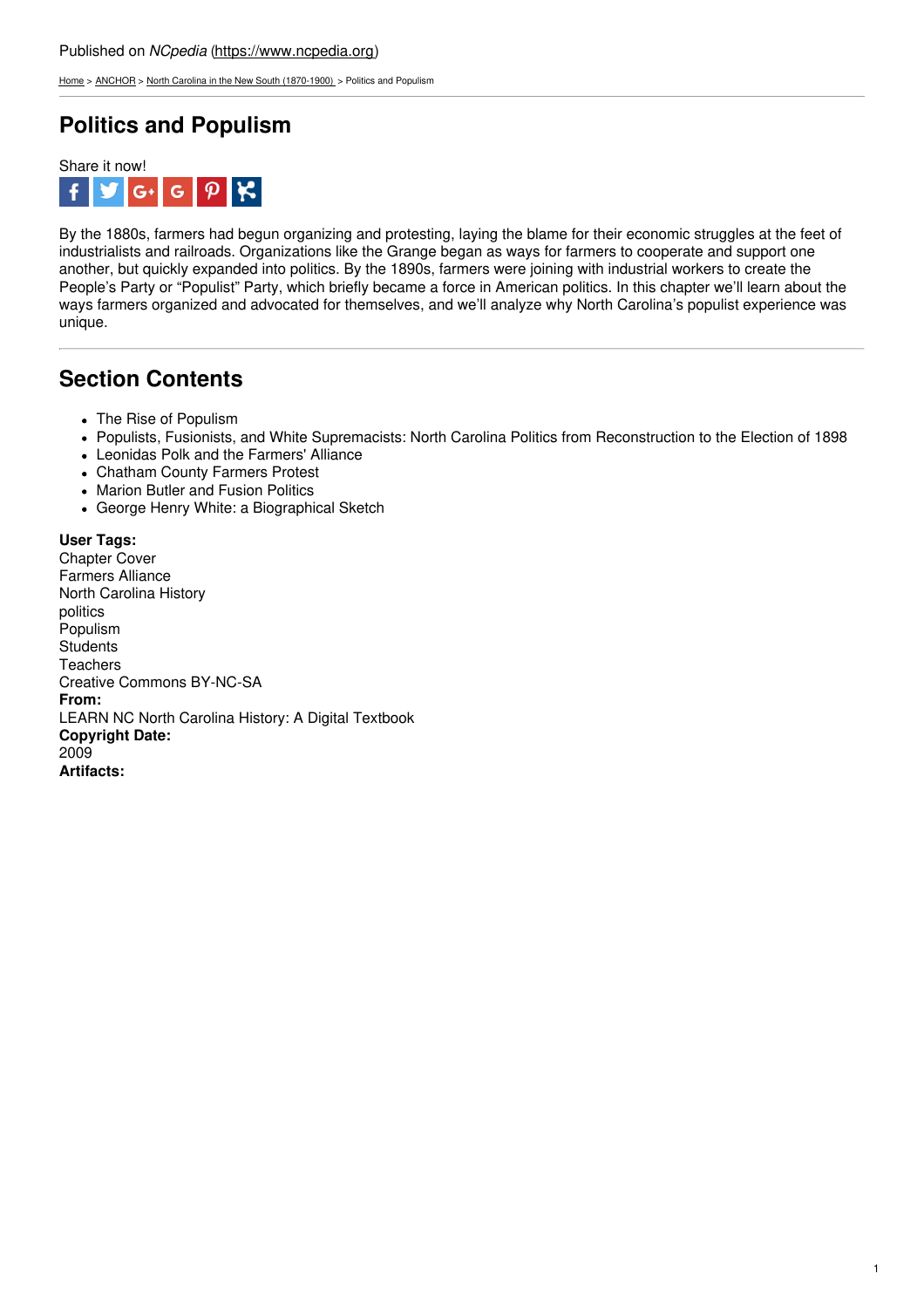Published on *NCpedia* (https://www.ncpedia.org)

Home > ANCHOR > North Carolina in the New South (1870-1900) > Politics and Populism

# Politics and Populism

Share it now!

By the 1880s, farmers had begun organizing and protesting, laying the blame for their economic struggles at the feet of industrialists and railroads. Organizations like the Grange began as ways for farmers to cooperate and support one another, but quickly expanded into politics. By the 1890s, farmers were joining with industrial workers to create the People's Party or "Populist" Party, which briefly became a force in American politics. In this chapter we'll learn about the ways farmers organized and advocated for themselves, and we'll analyze why North Carolina's populist experience was unique.

## Section Contents

- The Rise of Populism
- Populists, Fusionists, and White Supremacists: North Carolina Politics from Reconstruction to the Election of 1898
- Leonidas Polk and the Farmers' Alliance
- Chatham County Farmers Protest
- Marion Butler and Fusion Politics
- George Henry White: a Biographical Sketch

**User Tags:**
Chapter Cover
Farmers Alliance
North Carolina History
politics
Populism
Students
Teachers
Creative Commons BY-NC-SA
**From:**
LEARN NC North Carolina History: A Digital Textbook
**Copyright Date:**
2009
**Artifacts:**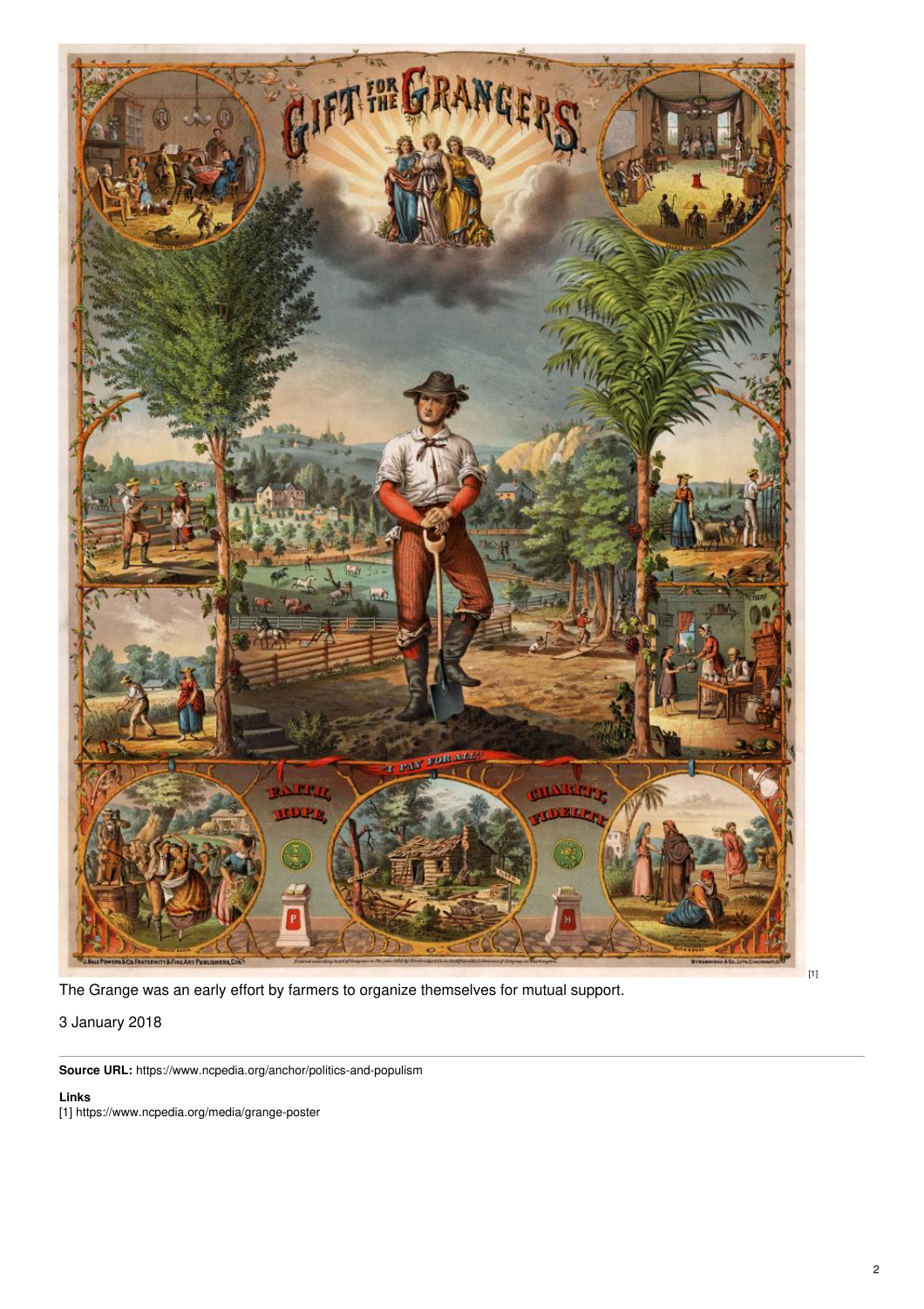[1]

The Grange was an early effort by farmers to organize themselves for mutual support.

3 January 2018

**Source URL:** https://www.ncpedia.org/anchor/politics-and-populism

**Links**

[1] https://www.ncpedia.org/media/grange-poster